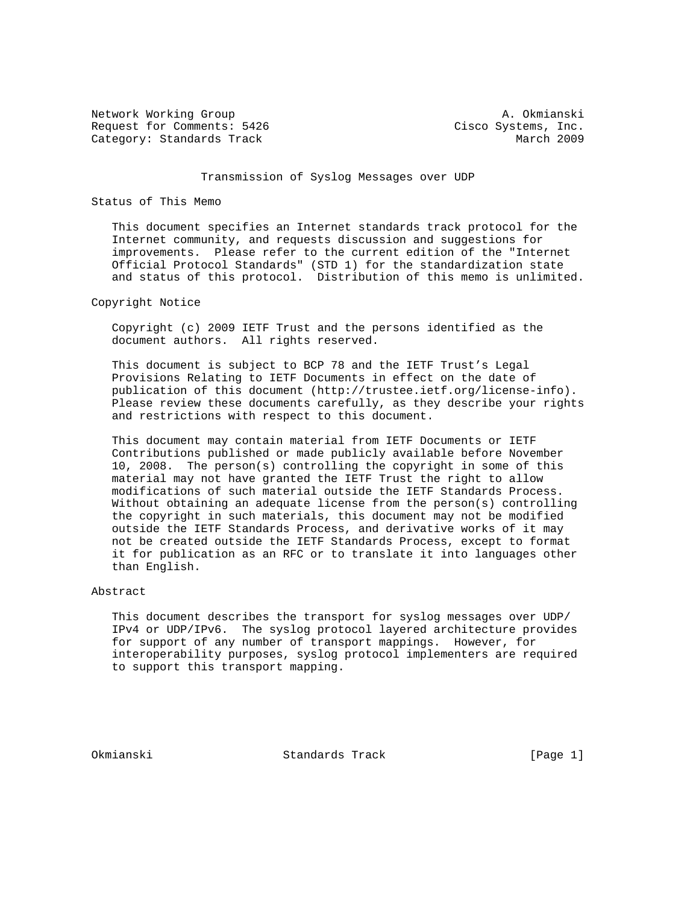Network Working Group A. Okmianski
Request for Comments: 5426 Cisco Systems, Inc.
Category: Standards Track March 2009

# Transmission of Syslog Messages over UDP

## Status of This Memo

This document specifies an Internet standards track protocol for the Internet community, and requests discussion and suggestions for improvements. Please refer to the current edition of the "Internet Official Protocol Standards" (STD 1) for the standardization state and status of this protocol. Distribution of this memo is unlimited.

## Copyright Notice

Copyright (c) 2009 IETF Trust and the persons identified as the document authors. All rights reserved.

This document is subject to BCP 78 and the IETF Trust's Legal Provisions Relating to IETF Documents in effect on the date of publication of this document (http://trustee.ietf.org/license-info). Please review these documents carefully, as they describe your rights and restrictions with respect to this document.

This document may contain material from IETF Documents or IETF Contributions published or made publicly available before November 10, 2008. The person(s) controlling the copyright in some of this material may not have granted the IETF Trust the right to allow modifications of such material outside the IETF Standards Process. Without obtaining an adequate license from the person(s) controlling the copyright in such materials, this document may not be modified outside the IETF Standards Process, and derivative works of it may not be created outside the IETF Standards Process, except to format it for publication as an RFC or to translate it into languages other than English.

## Abstract

This document describes the transport for syslog messages over UDP/IPv4 or UDP/IPv6. The syslog protocol layered architecture provides for support of any number of transport mappings. However, for interoperability purposes, syslog protocol implementers are required to support this transport mapping.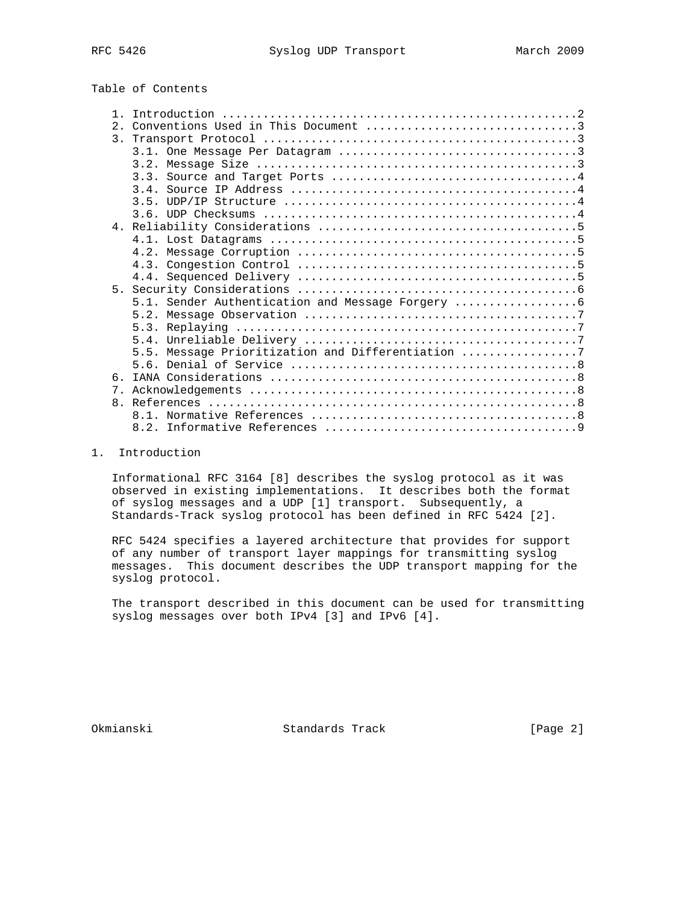Table of Contents

1. Introduction ....................................................2
2. Conventions Used in This Document ..............................3
3. Transport Protocol .............................................3
   3.1. One Message Per Datagram ..................................3
   3.2. Message Size ..............................................3
   3.3. Source and Target Ports ...................................4
   3.4. Source IP Address .........................................4
   3.5. UDP/IP Structure ..........................................4
   3.6. UDP Checksums .............................................4
4. Reliability Considerations .....................................5
   4.1. Lost Datagrams ............................................5
   4.2. Message Corruption ........................................5
   4.3. Congestion Control ........................................5
   4.4. Sequenced Delivery ........................................5
5. Security Considerations ........................................6
   5.1. Sender Authentication and Message Forgery .................6
   5.2. Message Observation .......................................7
   5.3. Replaying .................................................7
   5.4. Unreliable Delivery .......................................7
   5.5. Message Prioritization and Differentiation ................7
   5.6. Denial of Service .........................................8
6. IANA Considerations ............................................8
7. Acknowledgements ...............................................8
8. References .....................................................8
   8.1. Normative References ......................................8
   8.2. Informative References ....................................9

# 1. Introduction

Informational RFC 3164 [8] describes the syslog protocol as it was observed in existing implementations. It describes both the format of syslog messages and a UDP [1] transport. Subsequently, a Standards-Track syslog protocol has been defined in RFC 5424 [2].

RFC 5424 specifies a layered architecture that provides for support of any number of transport layer mappings for transmitting syslog messages. This document describes the UDP transport mapping for the syslog protocol.

The transport described in this document can be used for transmitting syslog messages over both IPv4 [3] and IPv6 [4].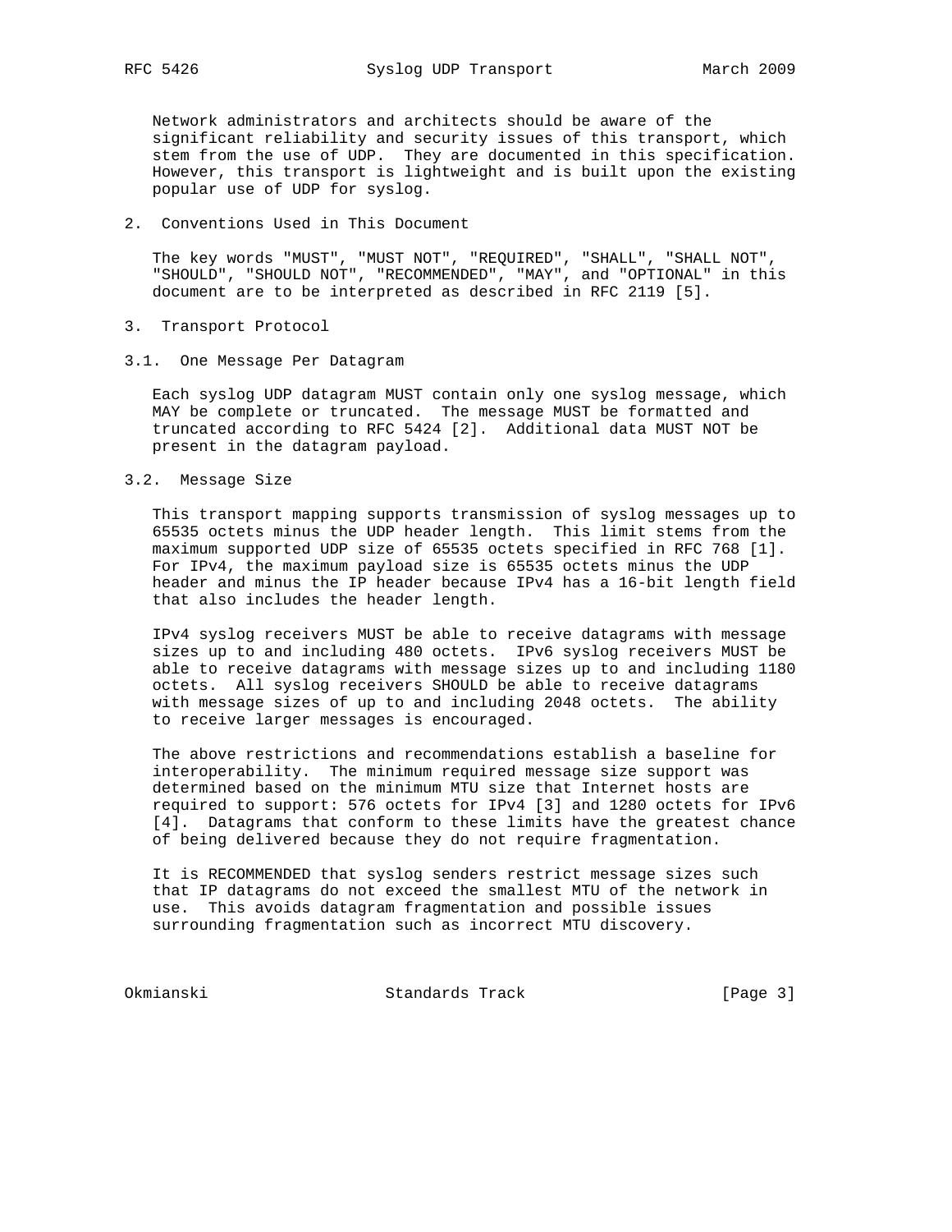Network administrators and architects should be aware of the significant reliability and security issues of this transport, which stem from the use of UDP. They are documented in this specification. However, this transport is lightweight and is built upon the existing popular use of UDP for syslog.

## 2. Conventions Used in This Document

The key words "MUST", "MUST NOT", "REQUIRED", "SHALL", "SHALL NOT", "SHOULD", "SHOULD NOT", "RECOMMENDED", "MAY", and "OPTIONAL" in this document are to be interpreted as described in RFC 2119 [5].

## 3. Transport Protocol

### 3.1. One Message Per Datagram

Each syslog UDP datagram MUST contain only one syslog message, which MAY be complete or truncated. The message MUST be formatted and truncated according to RFC 5424 [2]. Additional data MUST NOT be present in the datagram payload.

### 3.2. Message Size

This transport mapping supports transmission of syslog messages up to 65535 octets minus the UDP header length. This limit stems from the maximum supported UDP size of 65535 octets specified in RFC 768 [1]. For IPv4, the maximum payload size is 65535 octets minus the UDP header and minus the IP header because IPv4 has a 16-bit length field that also includes the header length.

IPv4 syslog receivers MUST be able to receive datagrams with message sizes up to and including 480 octets. IPv6 syslog receivers MUST be able to receive datagrams with message sizes up to and including 1180 octets. All syslog receivers SHOULD be able to receive datagrams with message sizes of up to and including 2048 octets. The ability to receive larger messages is encouraged.

The above restrictions and recommendations establish a baseline for interoperability. The minimum required message size support was determined based on the minimum MTU size that Internet hosts are required to support: 576 octets for IPv4 [3] and 1280 octets for IPv6 [4]. Datagrams that conform to these limits have the greatest chance of being delivered because they do not require fragmentation.

It is RECOMMENDED that syslog senders restrict message sizes such that IP datagrams do not exceed the smallest MTU of the network in use. This avoids datagram fragmentation and possible issues surrounding fragmentation such as incorrect MTU discovery.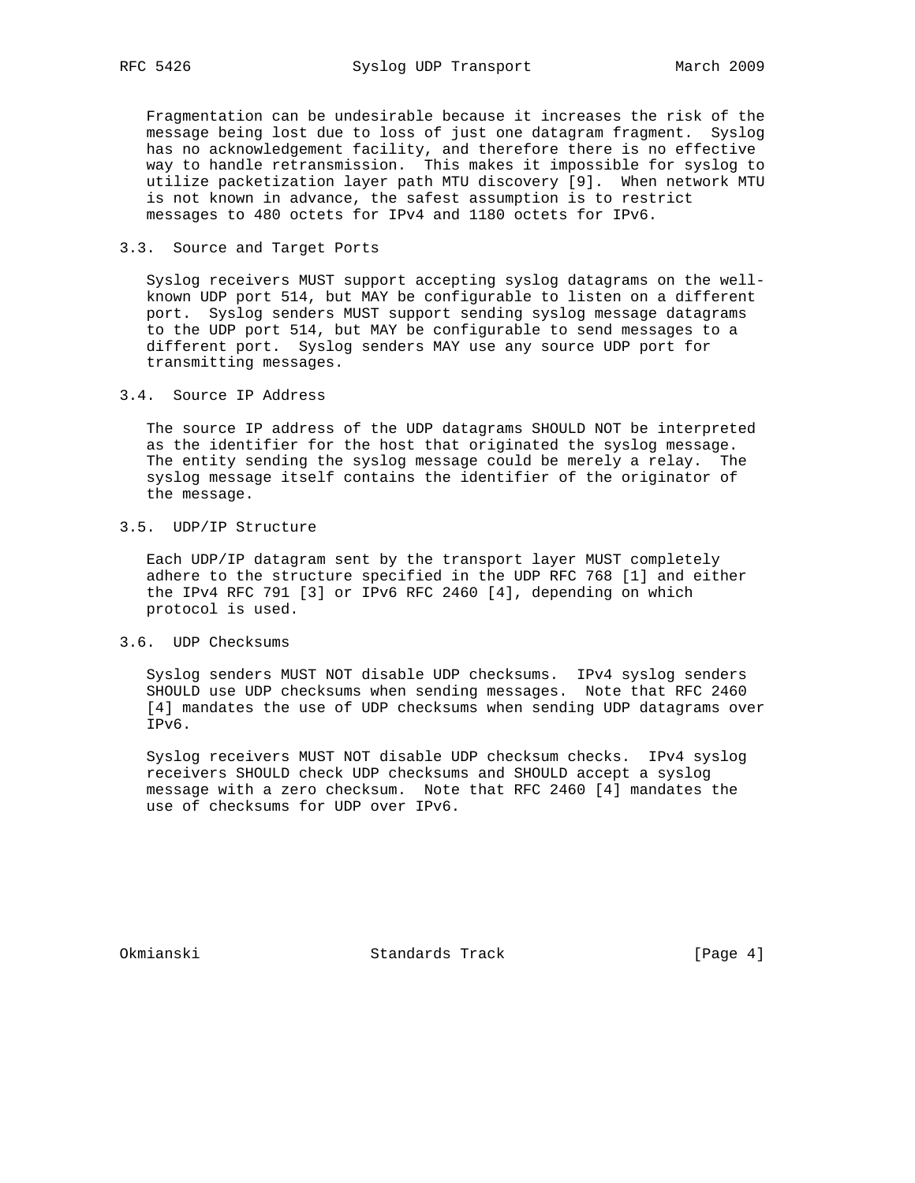Fragmentation can be undesirable because it increases the risk of the message being lost due to loss of just one datagram fragment. Syslog has no acknowledgement facility, and therefore there is no effective way to handle retransmission. This makes it impossible for syslog to utilize packetization layer path MTU discovery [9]. When network MTU is not known in advance, the safest assumption is to restrict messages to 480 octets for IPv4 and 1180 octets for IPv6.

## 3.3. Source and Target Ports

Syslog receivers MUST support accepting syslog datagrams on the well-known UDP port 514, but MAY be configurable to listen on a different port. Syslog senders MUST support sending syslog message datagrams to the UDP port 514, but MAY be configurable to send messages to a different port. Syslog senders MAY use any source UDP port for transmitting messages.

## 3.4. Source IP Address

The source IP address of the UDP datagrams SHOULD NOT be interpreted as the identifier for the host that originated the syslog message. The entity sending the syslog message could be merely a relay. The syslog message itself contains the identifier of the originator of the message.

## 3.5. UDP/IP Structure

Each UDP/IP datagram sent by the transport layer MUST completely adhere to the structure specified in the UDP RFC 768 [1] and either the IPv4 RFC 791 [3] or IPv6 RFC 2460 [4], depending on which protocol is used.

## 3.6. UDP Checksums

Syslog senders MUST NOT disable UDP checksums. IPv4 syslog senders SHOULD use UDP checksums when sending messages. Note that RFC 2460 [4] mandates the use of UDP checksums when sending UDP datagrams over IPv6.

Syslog receivers MUST NOT disable UDP checksum checks. IPv4 syslog receivers SHOULD check UDP checksums and SHOULD accept a syslog message with a zero checksum. Note that RFC 2460 [4] mandates the use of checksums for UDP over IPv6.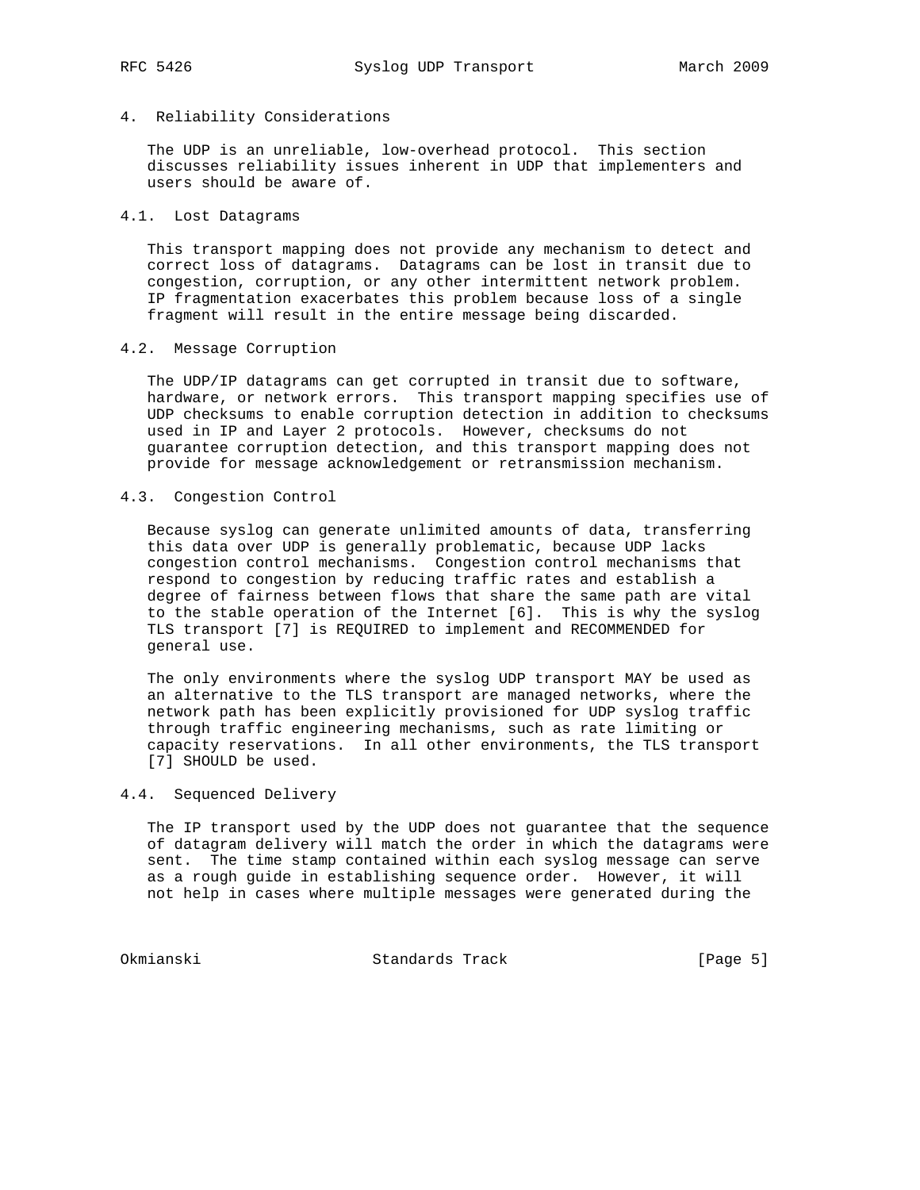## 4. Reliability Considerations

The UDP is an unreliable, low-overhead protocol. This section discusses reliability issues inherent in UDP that implementers and users should be aware of.

### 4.1. Lost Datagrams

This transport mapping does not provide any mechanism to detect and correct loss of datagrams. Datagrams can be lost in transit due to congestion, corruption, or any other intermittent network problem. IP fragmentation exacerbates this problem because loss of a single fragment will result in the entire message being discarded.

### 4.2. Message Corruption

The UDP/IP datagrams can get corrupted in transit due to software, hardware, or network errors. This transport mapping specifies use of UDP checksums to enable corruption detection in addition to checksums used in IP and Layer 2 protocols. However, checksums do not guarantee corruption detection, and this transport mapping does not provide for message acknowledgement or retransmission mechanism.

### 4.3. Congestion Control

Because syslog can generate unlimited amounts of data, transferring this data over UDP is generally problematic, because UDP lacks congestion control mechanisms. Congestion control mechanisms that respond to congestion by reducing traffic rates and establish a degree of fairness between flows that share the same path are vital to the stable operation of the Internet [6]. This is why the syslog TLS transport [7] is REQUIRED to implement and RECOMMENDED for general use.

The only environments where the syslog UDP transport MAY be used as an alternative to the TLS transport are managed networks, where the network path has been explicitly provisioned for UDP syslog traffic through traffic engineering mechanisms, such as rate limiting or capacity reservations. In all other environments, the TLS transport [7] SHOULD be used.

### 4.4. Sequenced Delivery

The IP transport used by the UDP does not guarantee that the sequence of datagram delivery will match the order in which the datagrams were sent. The time stamp contained within each syslog message can serve as a rough guide in establishing sequence order. However, it will not help in cases where multiple messages were generated during the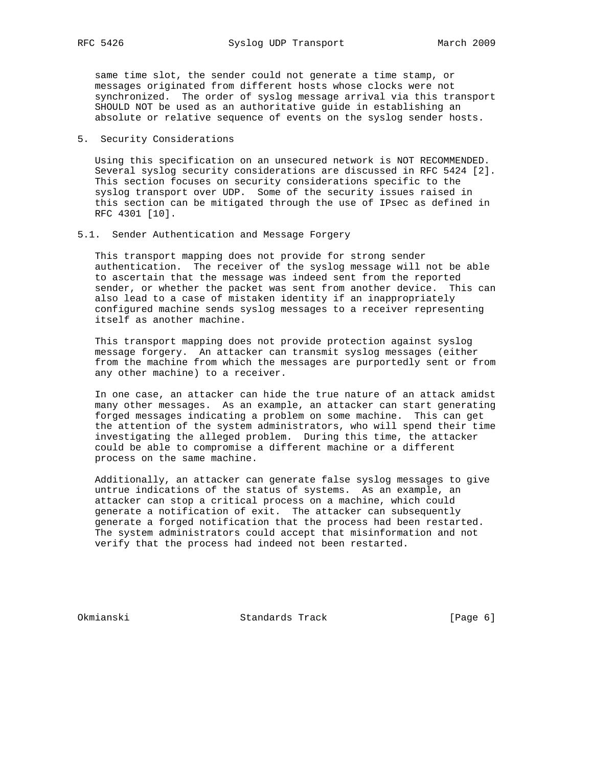same time slot, the sender could not generate a time stamp, or messages originated from different hosts whose clocks were not synchronized. The order of syslog message arrival via this transport SHOULD NOT be used as an authoritative guide in establishing an absolute or relative sequence of events on the syslog sender hosts.

## 5. Security Considerations

Using this specification on an unsecured network is NOT RECOMMENDED. Several syslog security considerations are discussed in RFC 5424 [2]. This section focuses on security considerations specific to the syslog transport over UDP. Some of the security issues raised in this section can be mitigated through the use of IPsec as defined in RFC 4301 [10].

### 5.1. Sender Authentication and Message Forgery

This transport mapping does not provide for strong sender authentication. The receiver of the syslog message will not be able to ascertain that the message was indeed sent from the reported sender, or whether the packet was sent from another device. This can also lead to a case of mistaken identity if an inappropriately configured machine sends syslog messages to a receiver representing itself as another machine.

This transport mapping does not provide protection against syslog message forgery. An attacker can transmit syslog messages (either from the machine from which the messages are purportedly sent or from any other machine) to a receiver.

In one case, an attacker can hide the true nature of an attack amidst many other messages. As an example, an attacker can start generating forged messages indicating a problem on some machine. This can get the attention of the system administrators, who will spend their time investigating the alleged problem. During this time, the attacker could be able to compromise a different machine or a different process on the same machine.

Additionally, an attacker can generate false syslog messages to give untrue indications of the status of systems. As an example, an attacker can stop a critical process on a machine, which could generate a notification of exit. The attacker can subsequently generate a forged notification that the process had been restarted. The system administrators could accept that misinformation and not verify that the process had indeed not been restarted.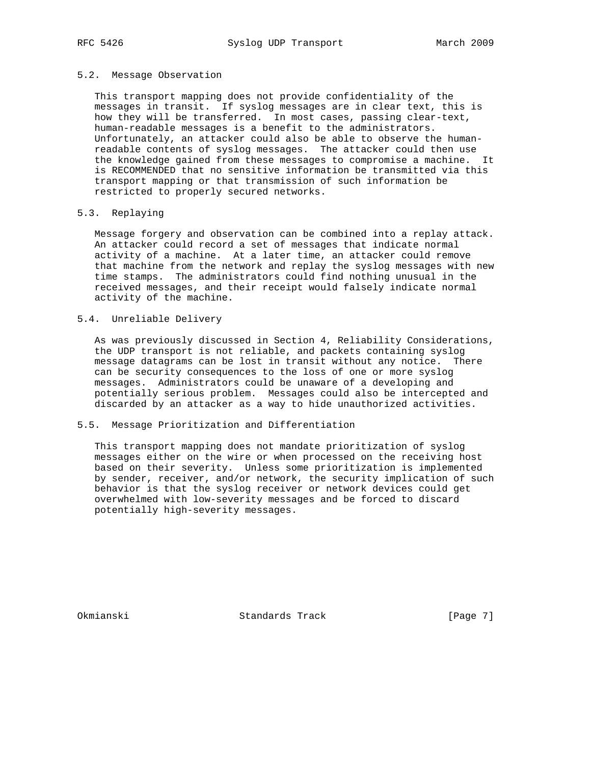### 5.2. Message Observation

This transport mapping does not provide confidentiality of the messages in transit. If syslog messages are in clear text, this is how they will be transferred. In most cases, passing clear-text, human-readable messages is a benefit to the administrators. Unfortunately, an attacker could also be able to observe the human-readable contents of syslog messages. The attacker could then use the knowledge gained from these messages to compromise a machine. It is RECOMMENDED that no sensitive information be transmitted via this transport mapping or that transmission of such information be restricted to properly secured networks.

### 5.3. Replaying

Message forgery and observation can be combined into a replay attack. An attacker could record a set of messages that indicate normal activity of a machine. At a later time, an attacker could remove that machine from the network and replay the syslog messages with new time stamps. The administrators could find nothing unusual in the received messages, and their receipt would falsely indicate normal activity of the machine.

### 5.4. Unreliable Delivery

As was previously discussed in Section 4, Reliability Considerations, the UDP transport is not reliable, and packets containing syslog message datagrams can be lost in transit without any notice. There can be security consequences to the loss of one or more syslog messages. Administrators could be unaware of a developing and potentially serious problem. Messages could also be intercepted and discarded by an attacker as a way to hide unauthorized activities.

### 5.5. Message Prioritization and Differentiation

This transport mapping does not mandate prioritization of syslog messages either on the wire or when processed on the receiving host based on their severity. Unless some prioritization is implemented by sender, receiver, and/or network, the security implication of such behavior is that the syslog receiver or network devices could get overwhelmed with low-severity messages and be forced to discard potentially high-severity messages.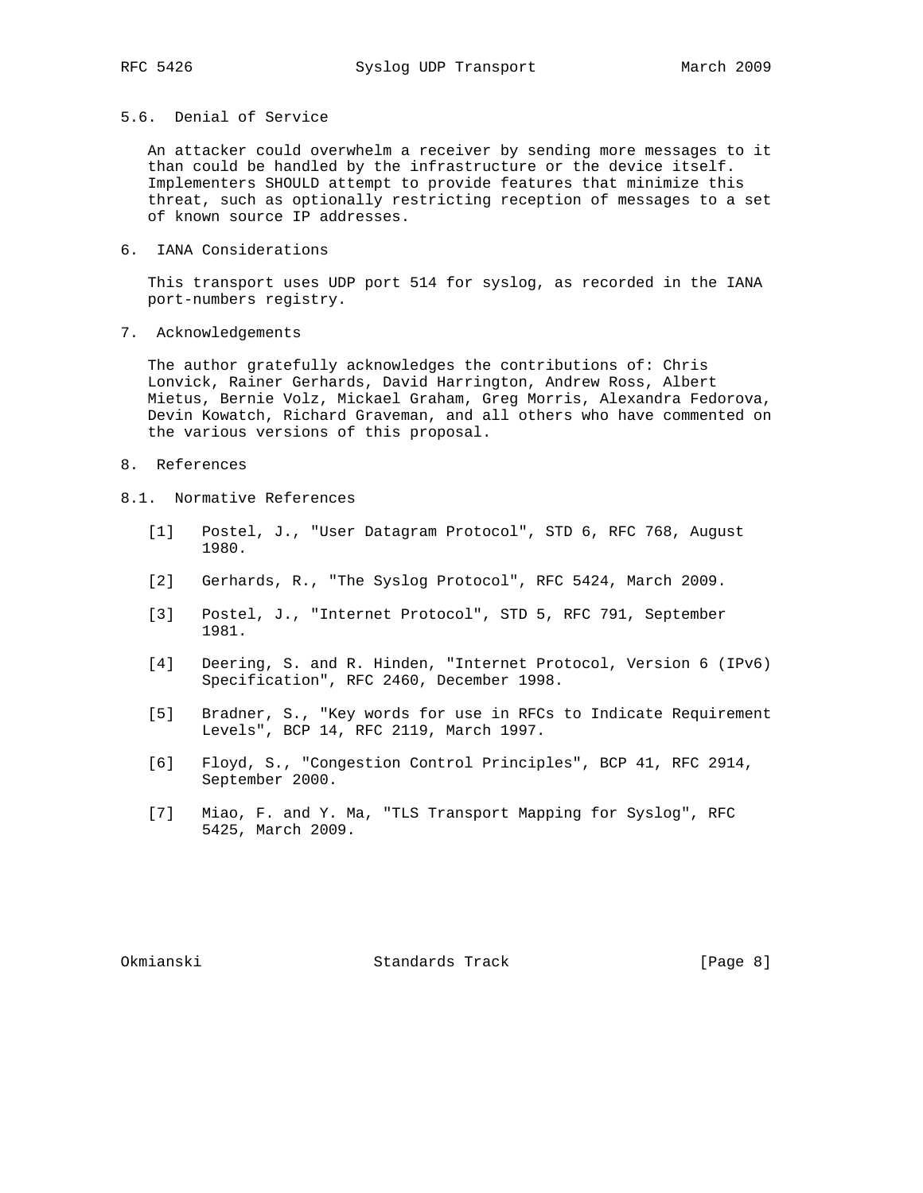## 5.6. Denial of Service

An attacker could overwhelm a receiver by sending more messages to it than could be handled by the infrastructure or the device itself. Implementers SHOULD attempt to provide features that minimize this threat, such as optionally restricting reception of messages to a set of known source IP addresses.

# 6. IANA Considerations

This transport uses UDP port 514 for syslog, as recorded in the IANA port-numbers registry.

# 7. Acknowledgements

The author gratefully acknowledges the contributions of: Chris Lonvick, Rainer Gerhards, David Harrington, Andrew Ross, Albert Mietus, Bernie Volz, Mickael Graham, Greg Morris, Alexandra Fedorova, Devin Kowatch, Richard Graveman, and all others who have commented on the various versions of this proposal.

# 8. References

## 8.1. Normative References

[1] Postel, J., "User Datagram Protocol", STD 6, RFC 768, August 1980.

[2] Gerhards, R., "The Syslog Protocol", RFC 5424, March 2009.

[3] Postel, J., "Internet Protocol", STD 5, RFC 791, September 1981.

[4] Deering, S. and R. Hinden, "Internet Protocol, Version 6 (IPv6) Specification", RFC 2460, December 1998.

[5] Bradner, S., "Key words for use in RFCs to Indicate Requirement Levels", BCP 14, RFC 2119, March 1997.

[6] Floyd, S., "Congestion Control Principles", BCP 41, RFC 2914, September 2000.

[7] Miao, F. and Y. Ma, "TLS Transport Mapping for Syslog", RFC 5425, March 2009.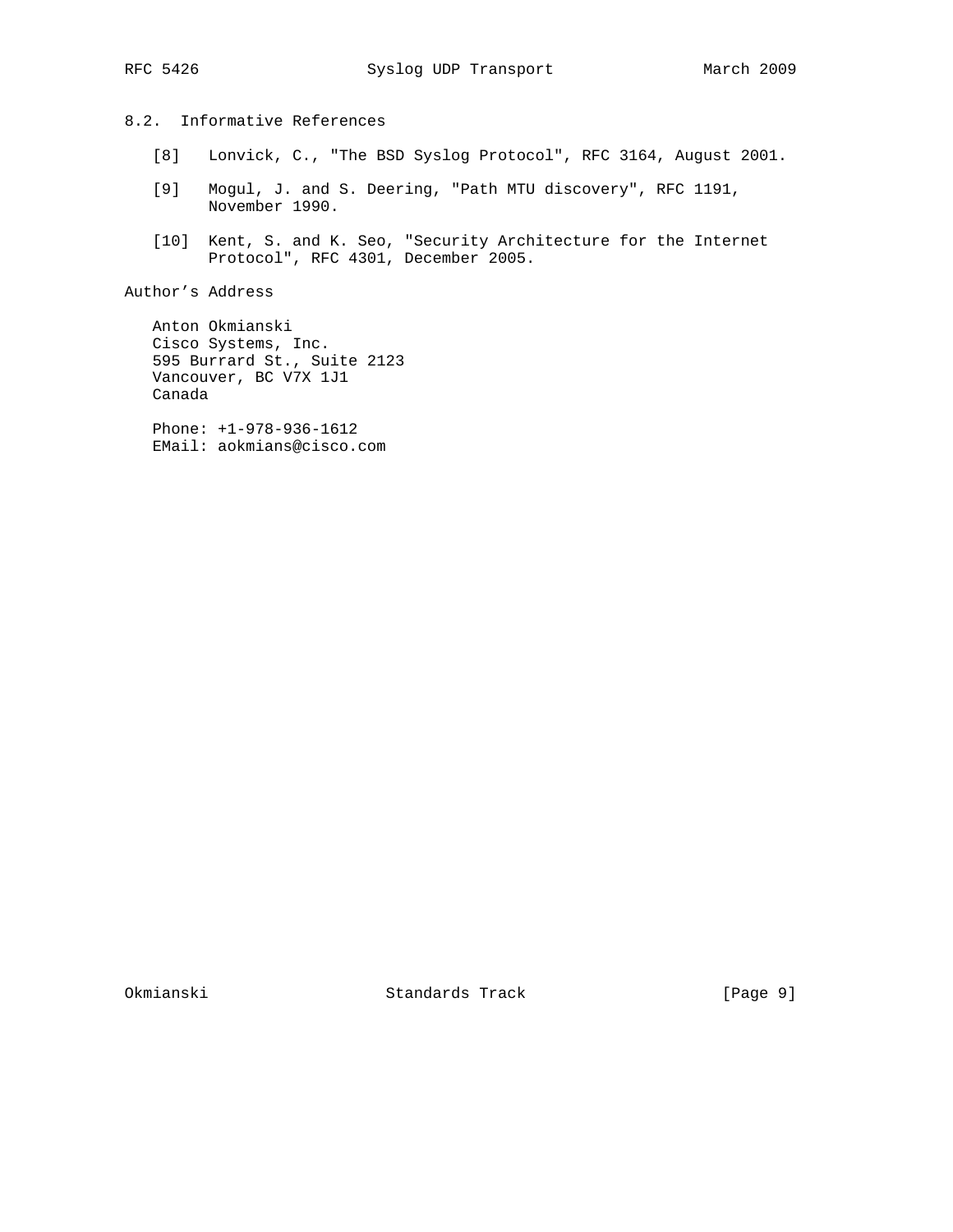## 8.2. Informative References

[8] Lonvick, C., "The BSD Syslog Protocol", RFC 3164, August 2001.

[9] Mogul, J. and S. Deering, "Path MTU discovery", RFC 1191, November 1990.

[10] Kent, S. and K. Seo, "Security Architecture for the Internet Protocol", RFC 4301, December 2005.

## Author's Address

Anton Okmianski
Cisco Systems, Inc.
595 Burrard St., Suite 2123
Vancouver, BC V7X 1J1
Canada

Phone: +1-978-936-1612
EMail: aokmians@cisco.com